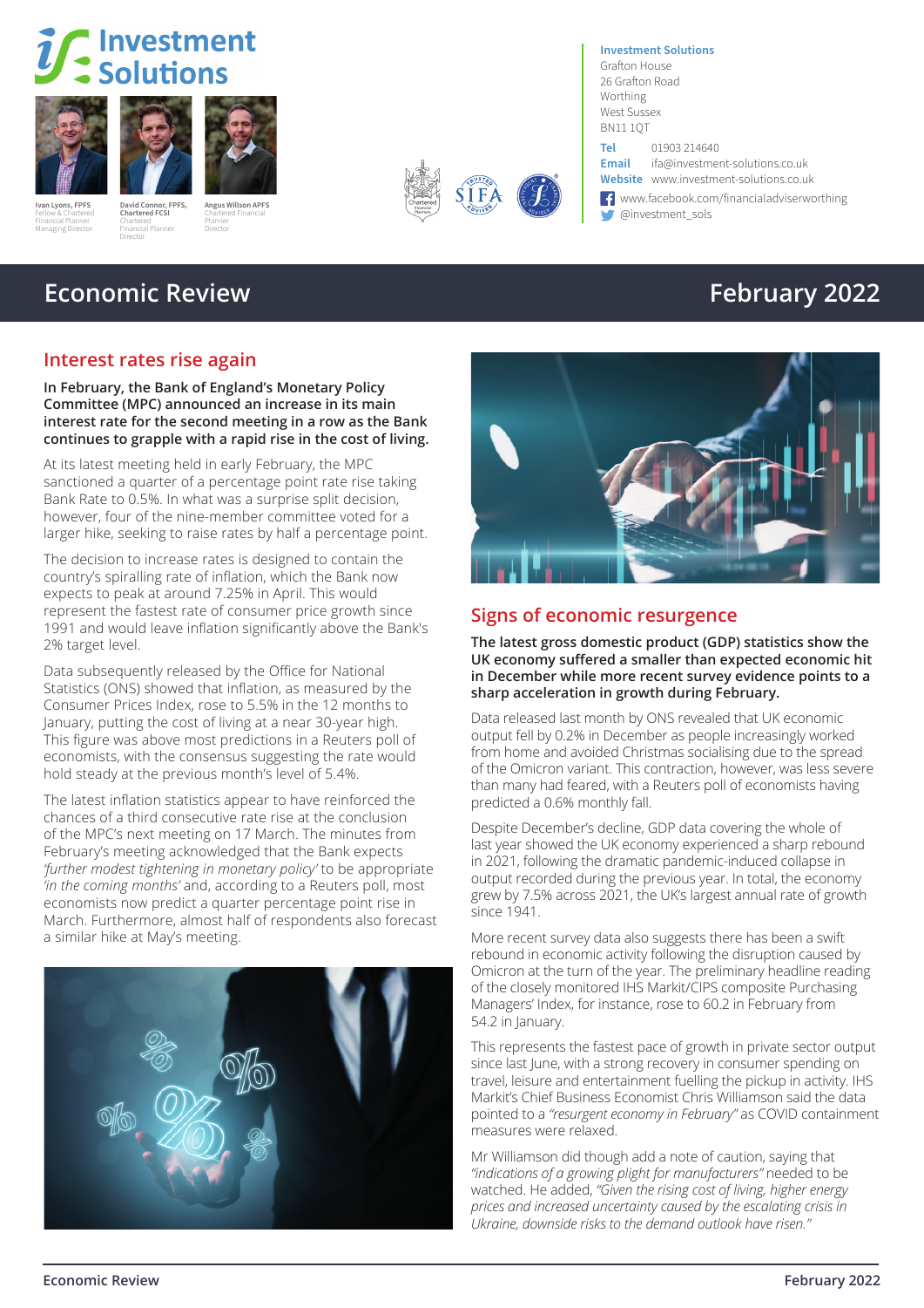# Investment Solutions

Ivan Lyons, FPFS
Fellow & Chartered Financial Planner
Managing Director

David Connor, FPFS, Chartered FCSI
Chartered Financial Planner
Director

Angus Willson APFS
Chartered Financial Planner
Director

**Investment Solutions**
Grafton House
26 Grafton Road
Worthing
West Sussex
BN11 1QT

**Tel** 01903 214640
**Email** ifa@investment-solutions.co.uk
**Website** www.investment-solutions.co.uk

www.facebook.com/financialadviserworthing
@investment_sols

# Economic Review — February 2022

## Interest rates rise again

**In February, the Bank of England's Monetary Policy Committee (MPC) announced an increase in its main interest rate for the second meeting in a row as the Bank continues to grapple with a rapid rise in the cost of living.**

At its latest meeting held in early February, the MPC sanctioned a quarter of a percentage point rate rise taking Bank Rate to 0.5%. In what was a surprise split decision, however, four of the nine-member committee voted for a larger hike, seeking to raise rates by half a percentage point.

The decision to increase rates is designed to contain the country's spiralling rate of inflation, which the Bank now expects to peak at around 7.25% in April. This would represent the fastest rate of consumer price growth since 1991 and would leave inflation significantly above the Bank's 2% target level.

Data subsequently released by the Office for National Statistics (ONS) showed that inflation, as measured by the Consumer Prices Index, rose to 5.5% in the 12 months to January, putting the cost of living at a near 30-year high. This figure was above most predictions in a Reuters poll of economists, with the consensus suggesting the rate would hold steady at the previous month's level of 5.4%.

The latest inflation statistics appear to have reinforced the chances of a third consecutive rate rise at the conclusion of the MPC's next meeting on 17 March. The minutes from February's meeting acknowledged that the Bank expects *'further modest tightening in monetary policy'* to be appropriate *'in the coming months'* and, according to a Reuters poll, most economists now predict a quarter percentage point rise in March. Furthermore, almost half of respondents also forecast a similar hike at May's meeting.

## Signs of economic resurgence

**The latest gross domestic product (GDP) statistics show the UK economy suffered a smaller than expected economic hit in December while more recent survey evidence points to a sharp acceleration in growth during February.**

Data released last month by ONS revealed that UK economic output fell by 0.2% in December as people increasingly worked from home and avoided Christmas socialising due to the spread of the Omicron variant. This contraction, however, was less severe than many had feared, with a Reuters poll of economists having predicted a 0.6% monthly fall.

Despite December's decline, GDP data covering the whole of last year showed the UK economy experienced a sharp rebound in 2021, following the dramatic pandemic-induced collapse in output recorded during the previous year. In total, the economy grew by 7.5% across 2021, the UK's largest annual rate of growth since 1941.

More recent survey data also suggests there has been a swift rebound in economic activity following the disruption caused by Omicron at the turn of the year. The preliminary headline reading of the closely monitored IHS Markit/CIPS composite Purchasing Managers' Index, for instance, rose to 60.2 in February from 54.2 in January.

This represents the fastest pace of growth in private sector output since last June, with a strong recovery in consumer spending on travel, leisure and entertainment fuelling the pickup in activity. IHS Markit's Chief Business Economist Chris Williamson said the data pointed to a *"resurgent economy in February"* as COVID containment measures were relaxed.

Mr Williamson did though add a note of caution, saying that *"indications of a growing plight for manufacturers"* needed to be watched. He added, *"Given the rising cost of living, higher energy prices and increased uncertainty caused by the escalating crisis in Ukraine, downside risks to the demand outlook have risen."*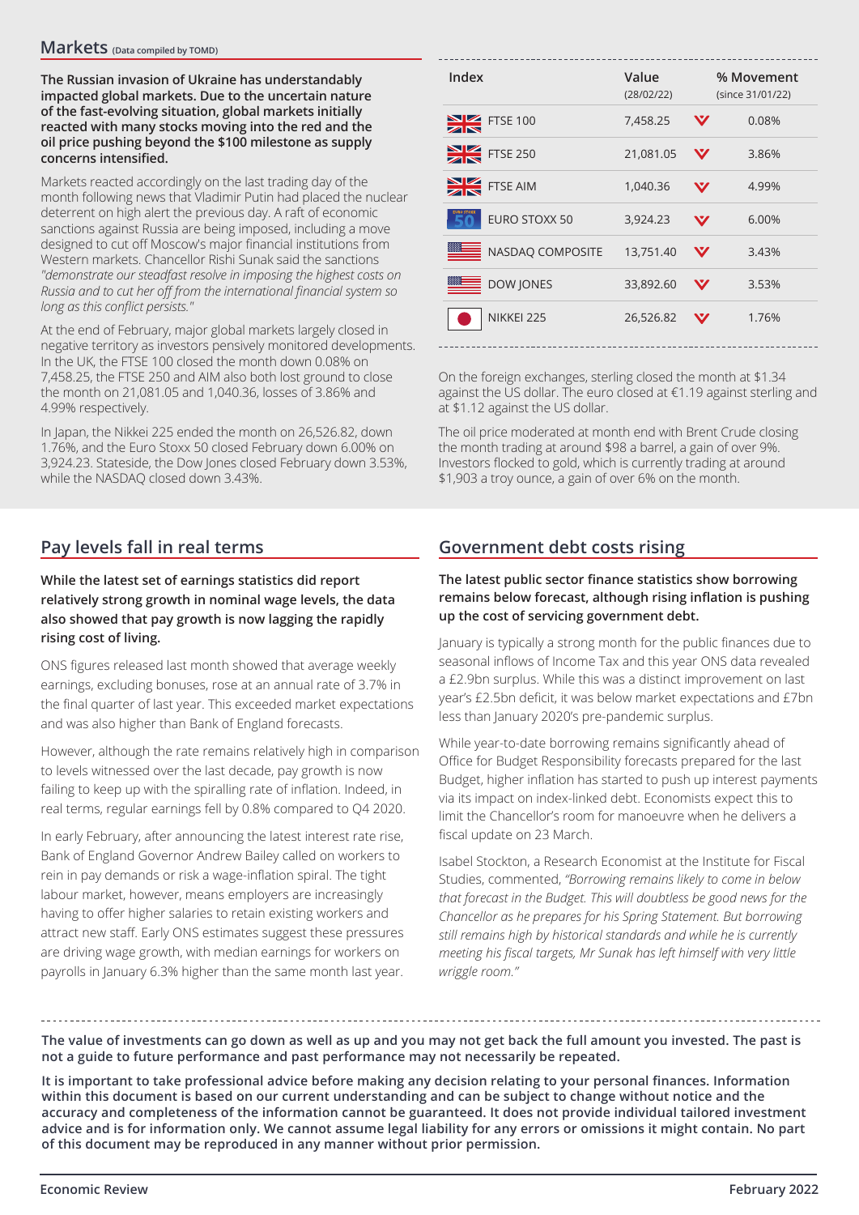## Markets (Data compiled by TOMD)

**The Russian invasion of Ukraine has understandably impacted global markets. Due to the uncertain nature of the fast-evolving situation, global markets initially reacted with many stocks moving into the red and the oil price pushing beyond the $100 milestone as supply concerns intensified.**

Markets reacted accordingly on the last trading day of the month following news that Vladimir Putin had placed the nuclear deterrent on high alert the previous day. A raft of economic sanctions against Russia are being imposed, including a move designed to cut off Moscow's major financial institutions from Western markets. Chancellor Rishi Sunak said the sanctions *"demonstrate our steadfast resolve in imposing the highest costs on Russia and to cut her off from the international financial system so long as this conflict persists."*

At the end of February, major global markets largely closed in negative territory as investors pensively monitored developments. In the UK, the FTSE 100 closed the month down 0.08% on 7,458.25, the FTSE 250 and AIM also both lost ground to close the month on 21,081.05 and 1,040.36, losses of 3.86% and 4.99% respectively.

In Japan, the Nikkei 225 ended the month on 26,526.82, down 1.76%, and the Euro Stoxx 50 closed February down 6.00% on 3,924.23. Stateside, the Dow Jones closed February down 3.53%, while the NASDAQ closed down 3.43%.

| Index | Value (28/02/22) | % Movement (since 31/01/22) |
| --- | --- | --- |
| FTSE 100 | 7,458.25 | ▼ 0.08% |
| FTSE 250 | 21,081.05 | ▼ 3.86% |
| FTSE AIM | 1,040.36 | ▼ 4.99% |
| EURO STOXX 50 | 3,924.23 | ▼ 6.00% |
| NASDAQ COMPOSITE | 13,751.40 | ▼ 3.43% |
| DOW JONES | 33,892.60 | ▼ 3.53% |
| NIKKEI 225 | 26,526.82 | ▼ 1.76% |

On the foreign exchanges, sterling closed the month at $1.34 against the US dollar. The euro closed at €1.19 against sterling and at $1.12 against the US dollar.

The oil price moderated at month end with Brent Crude closing the month trading at around $98 a barrel, a gain of over 9%. Investors flocked to gold, which is currently trading at around $1,903 a troy ounce, a gain of over 6% on the month.

## Pay levels fall in real terms

**While the latest set of earnings statistics did report relatively strong growth in nominal wage levels, the data also showed that pay growth is now lagging the rapidly rising cost of living.**

ONS figures released last month showed that average weekly earnings, excluding bonuses, rose at an annual rate of 3.7% in the final quarter of last year. This exceeded market expectations and was also higher than Bank of England forecasts.

However, although the rate remains relatively high in comparison to levels witnessed over the last decade, pay growth is now failing to keep up with the spiralling rate of inflation. Indeed, in real terms, regular earnings fell by 0.8% compared to Q4 2020.

In early February, after announcing the latest interest rate rise, Bank of England Governor Andrew Bailey called on workers to rein in pay demands or risk a wage-inflation spiral. The tight labour market, however, means employers are increasingly having to offer higher salaries to retain existing workers and attract new staff. Early ONS estimates suggest these pressures are driving wage growth, with median earnings for workers on payrolls in January 6.3% higher than the same month last year.

## Government debt costs rising

**The latest public sector finance statistics show borrowing remains below forecast, although rising inflation is pushing up the cost of servicing government debt.**

January is typically a strong month for the public finances due to seasonal inflows of Income Tax and this year ONS data revealed a £2.9bn surplus. While this was a distinct improvement on last year's £2.5bn deficit, it was below market expectations and £7bn less than January 2020's pre-pandemic surplus.

While year-to-date borrowing remains significantly ahead of Office for Budget Responsibility forecasts prepared for the last Budget, higher inflation has started to push up interest payments via its impact on index-linked debt. Economists expect this to limit the Chancellor's room for manoeuvre when he delivers a fiscal update on 23 March.

Isabel Stockton, a Research Economist at the Institute for Fiscal Studies, commented, *"Borrowing remains likely to come in below that forecast in the Budget. This will doubtless be good news for the Chancellor as he prepares for his Spring Statement. But borrowing still remains high by historical standards and while he is currently meeting his fiscal targets, Mr Sunak has left himself with very little wriggle room."*

**The value of investments can go down as well as up and you may not get back the full amount you invested. The past is not a guide to future performance and past performance may not necessarily be repeated.**

**It is important to take professional advice before making any decision relating to your personal finances. Information within this document is based on our current understanding and can be subject to change without notice and the accuracy and completeness of the information cannot be guaranteed. It does not provide individual tailored investment advice and is for information only. We cannot assume legal liability for any errors or omissions it might contain. No part of this document may be reproduced in any manner without prior permission.**